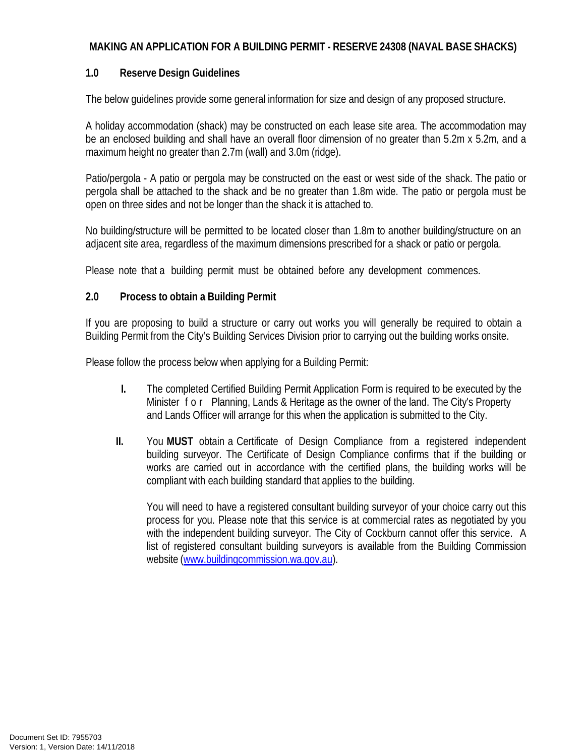**MAKING AN APPLICATION FOR A BUILDING PERMIT - RESERVE 24308 (NAVAL BASE SHACKS)**

## 1.0 Reserve Design Guidelines

The below guidelines provide some general information for size and design of any proposed structure.

A holiday accommodation (shack) may be constructed on each lease site area. The accommodation may be an enclosed building and shall have an overall floor dimension of no greater than 5.2m x 5.2m, and a maximum height no greater than 2.7m (wall) and 3.0m (ridge).

Patio/pergola - A patio or pergola may be constructed on the east or west side of the shack. The patio or pergola shall be attached to the shack and be no greater than 1.8m wide. The patio or pergola must be open on three sides and not be longer than the shack it is attached to.

No building/structure will be permitted to be located closer than 1.8m to another building/structure on an adjacent site area, regardless of the maximum dimensions prescribed for a shack or patio or pergola.

Please note that a building permit must be obtained before any development commences.

## 2.0 Process to obtain a Building Permit

If you are proposing to build a structure or carry out works you will generally be required to obtain a Building Permit from the City's Building Services Division prior to carrying out the building works onsite.

Please follow the process below when applying for a Building Permit:

I. The completed Certified Building Permit Application Form is required to be executed by the Minister for Planning, Lands & Heritage as the owner of the land. The City's Property and Lands Officer will arrange for this when the application is submitted to the City.

II. You **MUST** obtain a Certificate of Design Compliance from a registered independent building surveyor. The Certificate of Design Compliance confirms that if the building or works are carried out in accordance with the certified plans, the building works will be compliant with each building standard that applies to the building.

    You will need to have a registered consultant building surveyor of your choice carry out this process for you. Please note that this service is at commercial rates as negotiated by you with the independent building surveyor. The City of Cockburn cannot offer this service. A list of registered consultant building surveyors is available from the Building Commission website (www.buildingcommission.wa.gov.au).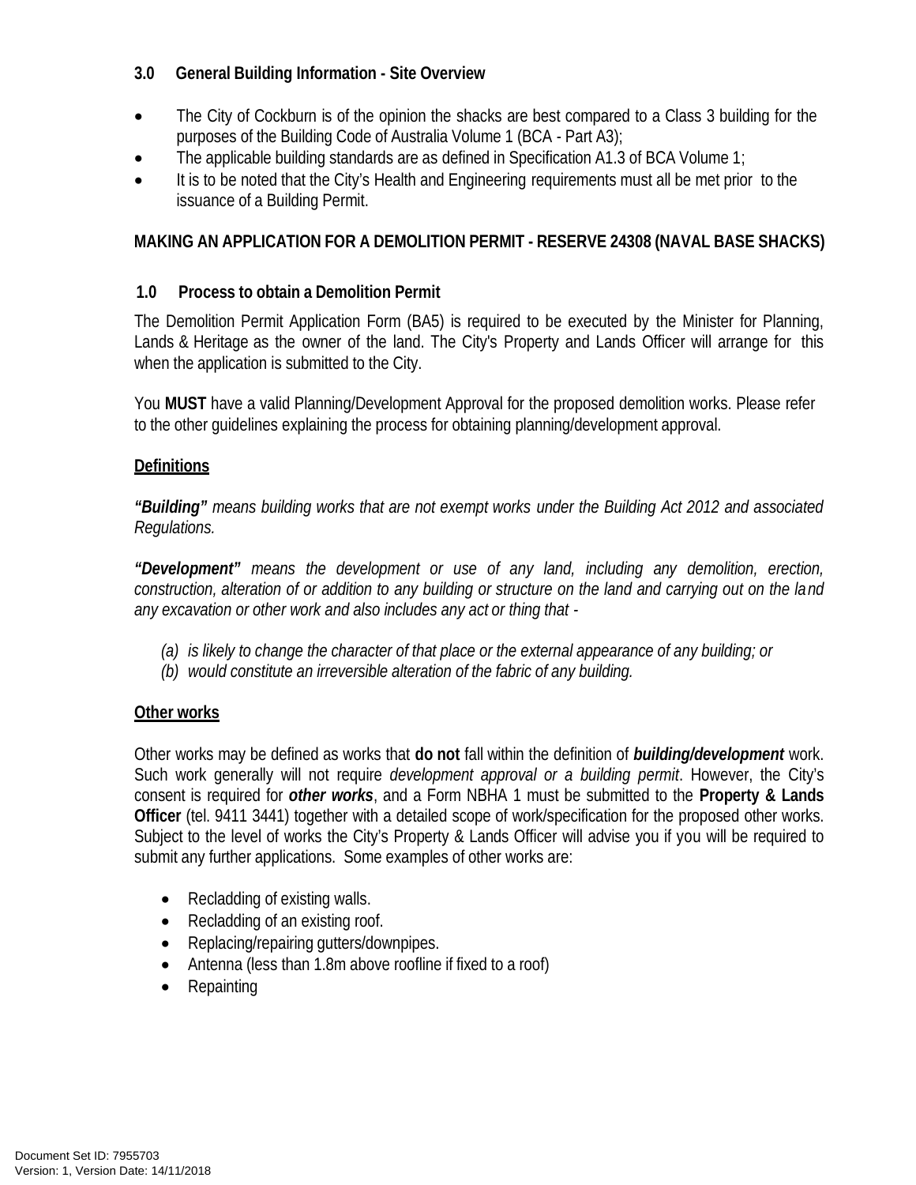## 3.0 General Building Information - Site Overview

- The City of Cockburn is of the opinion the shacks are best compared to a Class 3 building for the purposes of the Building Code of Australia Volume 1 (BCA - Part A3);
- The applicable building standards are as defined in Specification A1.3 of BCA Volume 1;
- It is to be noted that the City's Health and Engineering requirements must all be met prior to the issuance of a Building Permit.

## MAKING AN APPLICATION FOR A DEMOLITION PERMIT - RESERVE 24308 (NAVAL BASE SHACKS)

### 1.0 Process to obtain a Demolition Permit

The Demolition Permit Application Form (BA5) is required to be executed by the Minister for Planning, Lands & Heritage as the owner of the land. The City's Property and Lands Officer will arrange for this when the application is submitted to the City.

You **MUST** have a valid Planning/Development Approval for the proposed demolition works. Please refer to the other guidelines explaining the process for obtaining planning/development approval.

**Definitions**

***"Building"*** *means building works that are not exempt works under the Building Act 2012 and associated Regulations.*

***"Development"*** *means the development or use of any land, including any demolition, erection, construction, alteration of or addition to any building or structure on the land and carrying out on the land any excavation or other work and also includes any act or thing that -*

*(a) is likely to change the character of that place or the external appearance of any building; or*
*(b) would constitute an irreversible alteration of the fabric of any building.*

**Other works**

Other works may be defined as works that **do not** fall within the definition of ***building/development*** work. Such work generally will not require *development approval or a building permit*. However, the City's consent is required for ***other works***, and a Form NBHA 1 must be submitted to the **Property & Lands Officer** (tel. 9411 3441) together with a detailed scope of work/specification for the proposed other works. Subject to the level of works the City's Property & Lands Officer will advise you if you will be required to submit any further applications. Some examples of other works are:

- Recladding of existing walls.
- Recladding of an existing roof.
- Replacing/repairing gutters/downpipes.
- Antenna (less than 1.8m above roofline if fixed to a roof)
- Repainting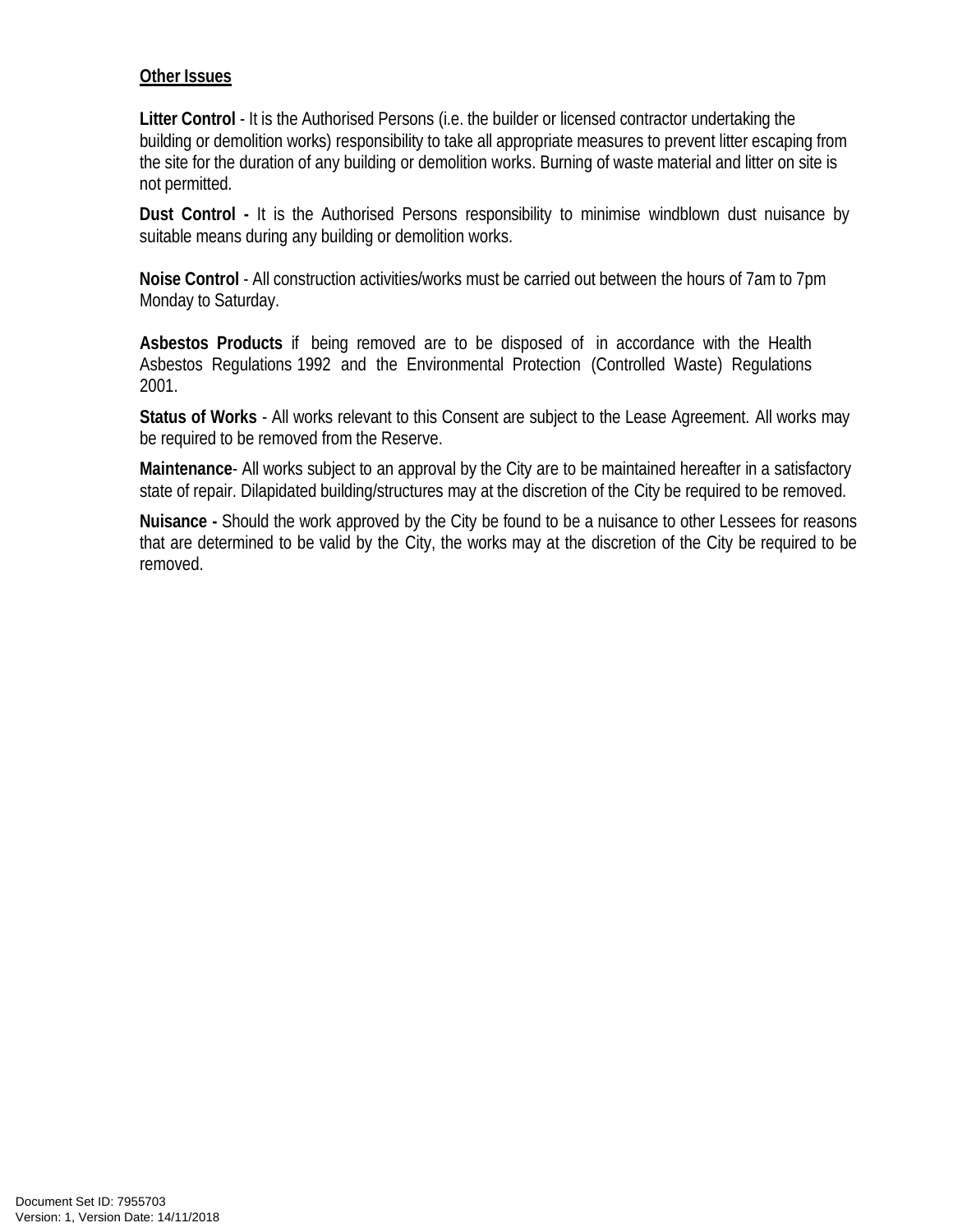**Other Issues**

**Litter Control** - It is the Authorised Persons (i.e. the builder or licensed contractor undertaking the building or demolition works) responsibility to take all appropriate measures to prevent litter escaping from the site for the duration of any building or demolition works. Burning of waste material and litter on site is not permitted.

**Dust Control -** It is the Authorised Persons responsibility to minimise windblown dust nuisance by suitable means during any building or demolition works.

**Noise Control** - All construction activities/works must be carried out between the hours of 7am to 7pm Monday to Saturday.

**Asbestos Products** if being removed are to be disposed of in accordance with the Health Asbestos Regulations 1992 and the Environmental Protection (Controlled Waste) Regulations 2001.

**Status of Works** - All works relevant to this Consent are subject to the Lease Agreement. All works may be required to be removed from the Reserve.

**Maintenance**- All works subject to an approval by the City are to be maintained hereafter in a satisfactory state of repair. Dilapidated building/structures may at the discretion of the City be required to be removed.

**Nuisance -** Should the work approved by the City be found to be a nuisance to other Lessees for reasons that are determined to be valid by the City, the works may at the discretion of the City be required to be removed.

Document Set ID: 7955703
Version: 1, Version Date: 14/11/2018